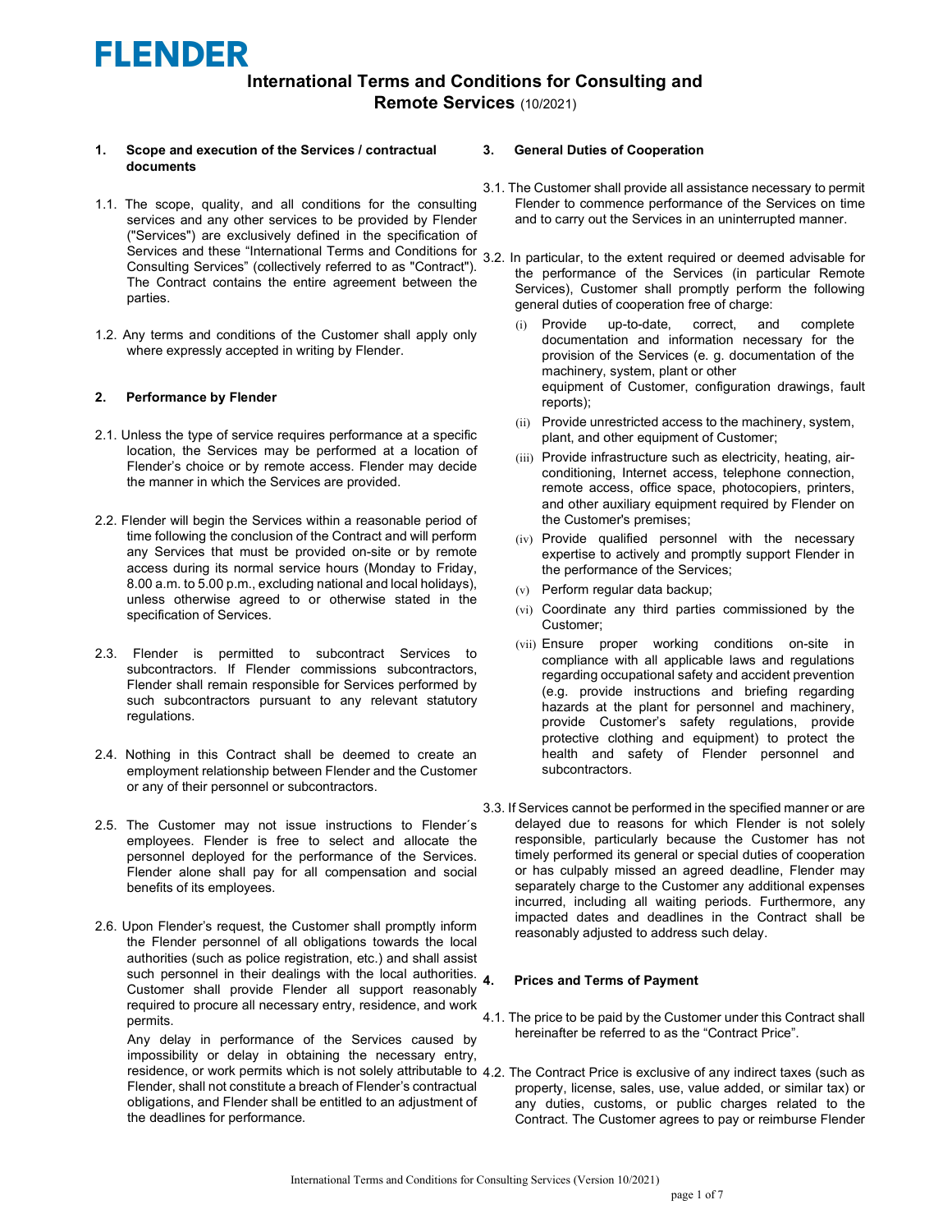# FLENDER

## International Terms and Conditions for Consulting and Remote Services (10/2021)

### 1. Scope and execution of the Services / contractual documents

1.1. The scope, quality, and all conditions for the consulting services and any other services to be provided by Flender ("Services") are exclusively defined in the specification of Services and these "International Terms and Conditions for Consulting Services" (collectively referred to as "Contract"). The Contract contains the entire agreement between the parties.

1.2. Any terms and conditions of the Customer shall apply only where expressly accepted in writing by Flender.

### 2. Performance by Flender

2.1. Unless the type of service requires performance at a specific location, the Services may be performed at a location of Flender's choice or by remote access. Flender may decide the manner in which the Services are provided.

2.2. Flender will begin the Services within a reasonable period of time following the conclusion of the Contract and will perform any Services that must be provided on-site or by remote access during its normal service hours (Monday to Friday, 8.00 a.m. to 5.00 p.m., excluding national and local holidays), unless otherwise agreed to or otherwise stated in the specification of Services.

2.3. Flender is permitted to subcontract Services to subcontractors. If Flender commissions subcontractors, Flender shall remain responsible for Services performed by such subcontractors pursuant to any relevant statutory regulations.

2.4. Nothing in this Contract shall be deemed to create an employment relationship between Flender and the Customer or any of their personnel or subcontractors.

2.5. The Customer may not issue instructions to Flender´s employees. Flender is free to select and allocate the personnel deployed for the performance of the Services. Flender alone shall pay for all compensation and social benefits of its employees.

2.6. Upon Flender's request, the Customer shall promptly inform the Flender personnel of all obligations towards the local authorities (such as police registration, etc.) and shall assist such personnel in their dealings with the local authorities. Customer shall provide Flender all support reasonably required to procure all necessary entry, residence, and work permits.

Any delay in performance of the Services caused by impossibility or delay in obtaining the necessary entry, residence, or work permits which is not solely attributable to Flender, shall not constitute a breach of Flender's contractual obligations, and Flender shall be entitled to an adjustment of the deadlines for performance.

### 3. General Duties of Cooperation

3.1. The Customer shall provide all assistance necessary to permit Flender to commence performance of the Services on time and to carry out the Services in an uninterrupted manner.

3.2. In particular, to the extent required or deemed advisable for the performance of the Services (in particular Remote Services), Customer shall promptly perform the following general duties of cooperation free of charge:

- (i) Provide up-to-date, correct, and complete documentation and information necessary for the provision of the Services (e. g. documentation of the machinery, system, plant or other equipment of Customer, configuration drawings, fault reports);
- (ii) Provide unrestricted access to the machinery, system, plant, and other equipment of Customer;
- (iii) Provide infrastructure such as electricity, heating, air-conditioning, Internet access, telephone connection, remote access, office space, photocopiers, printers, and other auxiliary equipment required by Flender on the Customer's premises;
- (iv) Provide qualified personnel with the necessary expertise to actively and promptly support Flender in the performance of the Services;
- (v) Perform regular data backup;
- (vi) Coordinate any third parties commissioned by the Customer;
- (vii) Ensure proper working conditions on-site in compliance with all applicable laws and regulations regarding occupational safety and accident prevention (e.g. provide instructions and briefing regarding hazards at the plant for personnel and machinery, provide Customer's safety regulations, provide protective clothing and equipment) to protect the health and safety of Flender personnel and subcontractors.

3.3. If Services cannot be performed in the specified manner or are delayed due to reasons for which Flender is not solely responsible, particularly because the Customer has not timely performed its general or special duties of cooperation or has culpably missed an agreed deadline, Flender may separately charge to the Customer any additional expenses incurred, including all waiting periods. Furthermore, any impacted dates and deadlines in the Contract shall be reasonably adjusted to address such delay.

### 4. Prices and Terms of Payment

4.1. The price to be paid by the Customer under this Contract shall hereinafter be referred to as the "Contract Price".

4.2. The Contract Price is exclusive of any indirect taxes (such as property, license, sales, use, value added, or similar tax) or any duties, customs, or public charges related to the Contract. The Customer agrees to pay or reimburse Flender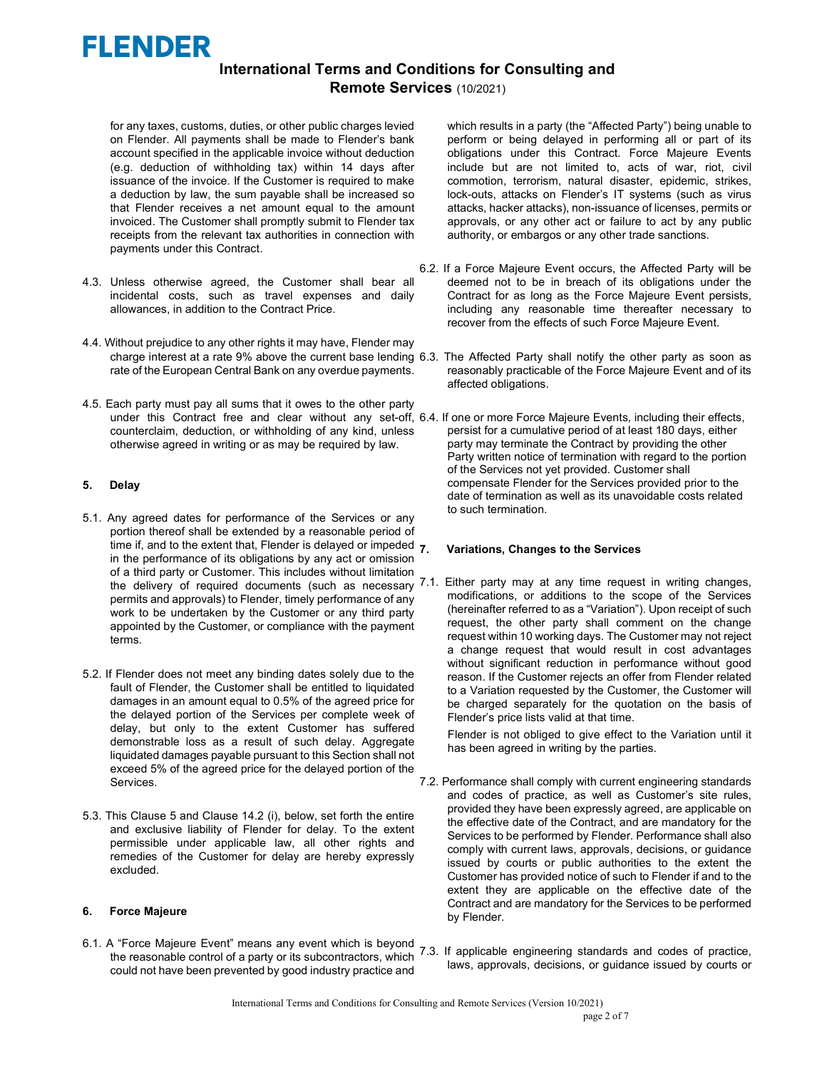for any taxes, customs, duties, or other public charges levied on Flender. All payments shall be made to Flender's bank account specified in the applicable invoice without deduction (e.g. deduction of withholding tax) within 14 days after issuance of the invoice. If the Customer is required to make a deduction by law, the sum payable shall be increased so that Flender receives a net amount equal to the amount invoiced. The Customer shall promptly submit to Flender tax receipts from the relevant tax authorities in connection with payments under this Contract.

4.3. Unless otherwise agreed, the Customer shall bear all incidental costs, such as travel expenses and daily allowances, in addition to the Contract Price.

4.4. Without prejudice to any other rights it may have, Flender may charge interest at a rate 9% above the current base lending rate of the European Central Bank on any overdue payments.

4.5. Each party must pay all sums that it owes to the other party under this Contract free and clear without any set-off, counterclaim, deduction, or withholding of any kind, unless otherwise agreed in writing or as may be required by law.

## 5. Delay

5.1. Any agreed dates for performance of the Services or any portion thereof shall be extended by a reasonable period of time if, and to the extent that, Flender is delayed or impeded in the performance of its obligations by any act or omission of a third party or Customer. This includes without limitation the delivery of required documents (such as necessary permits and approvals) to Flender, timely performance of any work to be undertaken by the Customer or any third party appointed by the Customer, or compliance with the payment terms.

5.2. If Flender does not meet any binding dates solely due to the fault of Flender, the Customer shall be entitled to liquidated damages in an amount equal to 0.5% of the agreed price for the delayed portion of the Services per complete week of delay, but only to the extent Customer has suffered demonstrable loss as a result of such delay. Aggregate liquidated damages payable pursuant to this Section shall not exceed 5% of the agreed price for the delayed portion of the Services.

5.3. This Clause 5 and Clause 14.2 (i), below, set forth the entire and exclusive liability of Flender for delay. To the extent permissible under applicable law, all other rights and remedies of the Customer for delay are hereby expressly excluded.

## 6. Force Majeure

6.1. A "Force Majeure Event" means any event which is beyond the reasonable control of a party or its subcontractors, which could not have been prevented by good industry practice and which results in a party (the "Affected Party") being unable to perform or being delayed in performing all or part of its obligations under this Contract. Force Majeure Events include but are not limited to, acts of war, riot, civil commotion, terrorism, natural disaster, epidemic, strikes, lock-outs, attacks on Flender's IT systems (such as virus attacks, hacker attacks), non-issuance of licenses, permits or approvals, or any other act or failure to act by any public authority, or embargos or any other trade sanctions.

6.2. If a Force Majeure Event occurs, the Affected Party will be deemed not to be in breach of its obligations under the Contract for as long as the Force Majeure Event persists, including any reasonable time thereafter necessary to recover from the effects of such Force Majeure Event.

6.3. The Affected Party shall notify the other party as soon as reasonably practicable of the Force Majeure Event and of its affected obligations.

6.4. If one or more Force Majeure Events, including their effects, persist for a cumulative period of at least 180 days, either party may terminate the Contract by providing the other Party written notice of termination with regard to the portion of the Services not yet provided. Customer shall compensate Flender for the Services provided prior to the date of termination as well as its unavoidable costs related to such termination.

## 7. Variations, Changes to the Services

7.1. Either party may at any time request in writing changes, modifications, or additions to the scope of the Services (hereinafter referred to as a "Variation"). Upon receipt of such request, the other party shall comment on the change request within 10 working days. The Customer may not reject a change request that would result in cost advantages without significant reduction in performance without good reason. If the Customer rejects an offer from Flender related to a Variation requested by the Customer, the Customer will be charged separately for the quotation on the basis of Flender's price lists valid at that time.

Flender is not obliged to give effect to the Variation until it has been agreed in writing by the parties.

7.2. Performance shall comply with current engineering standards and codes of practice, as well as Customer's site rules, provided they have been expressly agreed, are applicable on the effective date of the Contract, and are mandatory for the Services to be performed by Flender. Performance shall also comply with current laws, approvals, decisions, or guidance issued by courts or public authorities to the extent the Customer has provided notice of such to Flender if and to the extent they are applicable on the effective date of the Contract and are mandatory for the Services to be performed by Flender.

7.3. If applicable engineering standards and codes of practice, laws, approvals, decisions, or guidance issued by courts or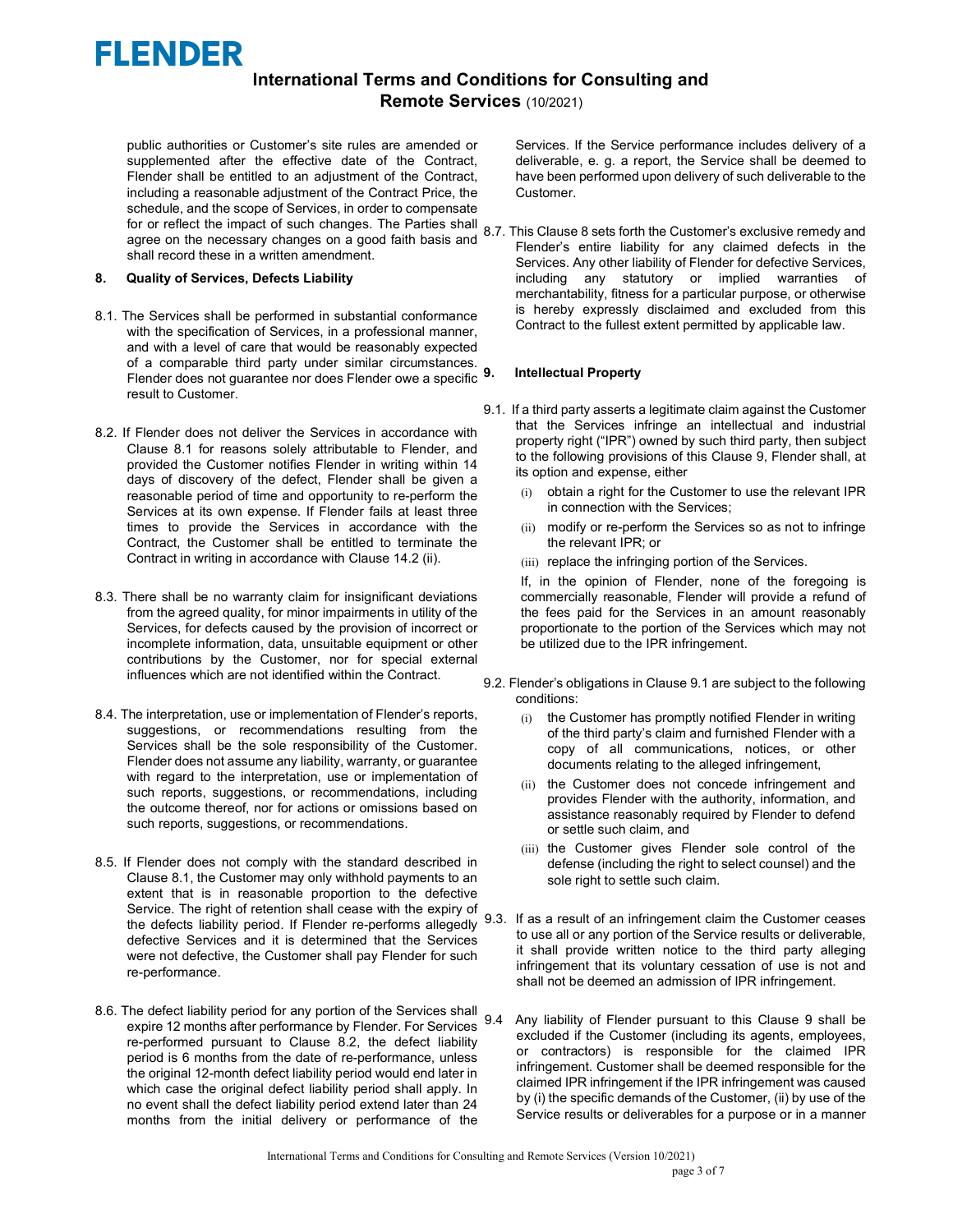public authorities or Customer's site rules are amended or supplemented after the effective date of the Contract, Flender shall be entitled to an adjustment of the Contract, including a reasonable adjustment of the Contract Price, the schedule, and the scope of Services, in order to compensate for or reflect the impact of such changes. The Parties shall agree on the necessary changes on a good faith basis and shall record these in a written amendment.

### 8. Quality of Services, Defects Liability

8.1. The Services shall be performed in substantial conformance with the specification of Services, in a professional manner, and with a level of care that would be reasonably expected of a comparable third party under similar circumstances. Flender does not guarantee nor does Flender owe a specific result to Customer.

8.2. If Flender does not deliver the Services in accordance with Clause 8.1 for reasons solely attributable to Flender, and provided the Customer notifies Flender in writing within 14 days of discovery of the defect, Flender shall be given a reasonable period of time and opportunity to re-perform the Services at its own expense. If Flender fails at least three times to provide the Services in accordance with the Contract, the Customer shall be entitled to terminate the Contract in writing in accordance with Clause 14.2 (ii).

8.3. There shall be no warranty claim for insignificant deviations from the agreed quality, for minor impairments in utility of the Services, for defects caused by the provision of incorrect or incomplete information, data, unsuitable equipment or other contributions by the Customer, nor for special external influences which are not identified within the Contract.

8.4. The interpretation, use or implementation of Flender's reports, suggestions, or recommendations resulting from the Services shall be the sole responsibility of the Customer. Flender does not assume any liability, warranty, or guarantee with regard to the interpretation, use or implementation of such reports, suggestions, or recommendations, including the outcome thereof, nor for actions or omissions based on such reports, suggestions, or recommendations.

8.5. If Flender does not comply with the standard described in Clause 8.1, the Customer may only withhold payments to an extent that is in reasonable proportion to the defective Service. The right of retention shall cease with the expiry of the defects liability period. If Flender re-performs allegedly defective Services and it is determined that the Services were not defective, the Customer shall pay Flender for such re-performance.

8.6. The defect liability period for any portion of the Services shall expire 12 months after performance by Flender. For Services re-performed pursuant to Clause 8.2, the defect liability period is 6 months from the date of re-performance, unless the original 12-month defect liability period would end later in which case the original defect liability period shall apply. In no event shall the defect liability period extend later than 24 months from the initial delivery or performance of the Services. If the Service performance includes delivery of a deliverable, e. g. a report, the Service shall be deemed to have been performed upon delivery of such deliverable to the Customer.

8.7. This Clause 8 sets forth the Customer's exclusive remedy and Flender's entire liability for any claimed defects in the Services. Any other liability of Flender for defective Services, including any statutory or implied warranties of merchantability, fitness for a particular purpose, or otherwise is hereby expressly disclaimed and excluded from this Contract to the fullest extent permitted by applicable law.

### 9. Intellectual Property

9.1. If a third party asserts a legitimate claim against the Customer that the Services infringe an intellectual and industrial property right ("IPR") owned by such third party, then subject to the following provisions of this Clause 9, Flender shall, at its option and expense, either

(i) obtain a right for the Customer to use the relevant IPR in connection with the Services;

(ii) modify or re-perform the Services so as not to infringe the relevant IPR; or

(iii) replace the infringing portion of the Services.

If, in the opinion of Flender, none of the foregoing is commercially reasonable, Flender will provide a refund of the fees paid for the Services in an amount reasonably proportionate to the portion of the Services which may not be utilized due to the IPR infringement.

9.2. Flender's obligations in Clause 9.1 are subject to the following conditions:

(i) the Customer has promptly notified Flender in writing of the third party's claim and furnished Flender with a copy of all communications, notices, or other documents relating to the alleged infringement,

(ii) the Customer does not concede infringement and provides Flender with the authority, information, and assistance reasonably required by Flender to defend or settle such claim, and

(iii) the Customer gives Flender sole control of the defense (including the right to select counsel) and the sole right to settle such claim.

9.3. If as a result of an infringement claim the Customer ceases to use all or any portion of the Service results or deliverable, it shall provide written notice to the third party alleging infringement that its voluntary cessation of use is not and shall not be deemed an admission of IPR infringement.

9.4 Any liability of Flender pursuant to this Clause 9 shall be excluded if the Customer (including its agents, employees, or contractors) is responsible for the claimed IPR infringement. Customer shall be deemed responsible for the claimed IPR infringement if the IPR infringement was caused by (i) the specific demands of the Customer, (ii) by use of the Service results or deliverables for a purpose or in a manner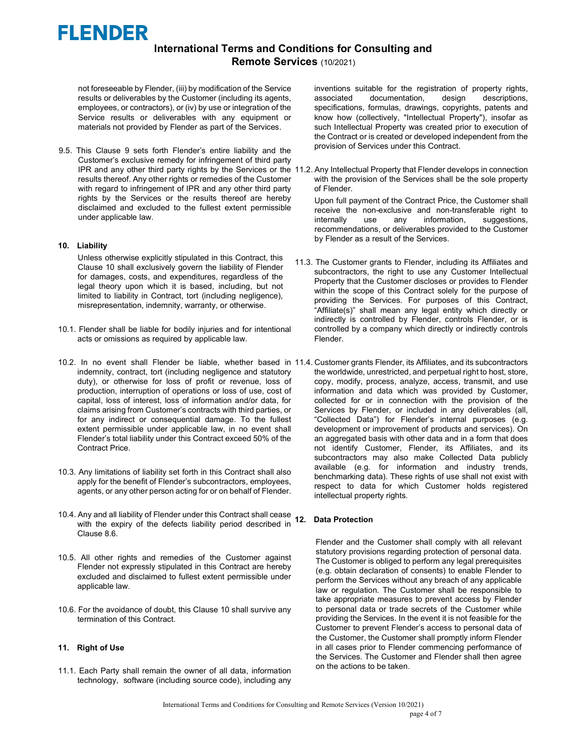not foreseeable by Flender, (iii) by modification of the Service results or deliverables by the Customer (including its agents, employees, or contractors), or (iv) by use or integration of the Service results or deliverables with any equipment or materials not provided by Flender as part of the Services.

9.5. This Clause 9 sets forth Flender's entire liability and the Customer's exclusive remedy for infringement of third party IPR and any other third party rights by the Services or the results thereof. Any other rights or remedies of the Customer with regard to infringement of IPR and any other third party rights by the Services or the results thereof are hereby disclaimed and excluded to the fullest extent permissible under applicable law.

## 10. Liability

Unless otherwise explicitly stipulated in this Contract, this Clause 10 shall exclusively govern the liability of Flender for damages, costs, and expenditures, regardless of the legal theory upon which it is based, including, but not limited to liability in Contract, tort (including negligence), misrepresentation, indemnity, warranty, or otherwise.

10.1. Flender shall be liable for bodily injuries and for intentional acts or omissions as required by applicable law.

10.2. In no event shall Flender be liable, whether based in indemnity, contract, tort (including negligence and statutory duty), or otherwise for loss of profit or revenue, loss of production, interruption of operations or loss of use, cost of capital, loss of interest, loss of information and/or data, for claims arising from Customer's contracts with third parties, or for any indirect or consequential damage. To the fullest extent permissible under applicable law, in no event shall Flender's total liability under this Contract exceed 50% of the Contract Price.

10.3. Any limitations of liability set forth in this Contract shall also apply for the benefit of Flender's subcontractors, employees, agents, or any other person acting for or on behalf of Flender.

10.4. Any and all liability of Flender under this Contract shall cease with the expiry of the defects liability period described in Clause 8.6.

10.5. All other rights and remedies of the Customer against Flender not expressly stipulated in this Contract are hereby excluded and disclaimed to fullest extent permissible under applicable law.

10.6. For the avoidance of doubt, this Clause 10 shall survive any termination of this Contract.

## 11. Right of Use

11.1. Each Party shall remain the owner of all data, information technology, software (including source code), including any inventions suitable for the registration of property rights, associated documentation, design descriptions, specifications, formulas, drawings, copyrights, patents and know how (collectively, "Intellectual Property"), insofar as such Intellectual Property was created prior to execution of the Contract or is created or developed independent from the provision of Services under this Contract.

11.2. Any Intellectual Property that Flender develops in connection with the provision of the Services shall be the sole property of Flender.

Upon full payment of the Contract Price, the Customer shall receive the non-exclusive and non-transferable right to internally use any information, suggestions, recommendations, or deliverables provided to the Customer by Flender as a result of the Services.

11.3. The Customer grants to Flender, including its Affiliates and subcontractors, the right to use any Customer Intellectual Property that the Customer discloses or provides to Flender within the scope of this Contract solely for the purpose of providing the Services. For purposes of this Contract, "Affiliate(s)" shall mean any legal entity which directly or indirectly is controlled by Flender, controls Flender, or is controlled by a company which directly or indirectly controls Flender.

11.4. Customer grants Flender, its Affiliates, and its subcontractors the worldwide, unrestricted, and perpetual right to host, store, copy, modify, process, analyze, access, transmit, and use information and data which was provided by Customer, collected for or in connection with the provision of the Services by Flender, or included in any deliverables (all, "Collected Data") for Flender's internal purposes (e.g. development or improvement of products and services). On an aggregated basis with other data and in a form that does not identify Customer, Flender, its Affiliates, and its subcontractors may also make Collected Data publicly available (e.g. for information and industry trends, benchmarking data). These rights of use shall not exist with respect to data for which Customer holds registered intellectual property rights.

## 12. Data Protection

Flender and the Customer shall comply with all relevant statutory provisions regarding protection of personal data. The Customer is obliged to perform any legal prerequisites (e.g. obtain declaration of consents) to enable Flender to perform the Services without any breach of any applicable law or regulation. The Customer shall be responsible to take appropriate measures to prevent access by Flender to personal data or trade secrets of the Customer while providing the Services. In the event it is not feasible for the Customer to prevent Flender's access to personal data of the Customer, the Customer shall promptly inform Flender in all cases prior to Flender commencing performance of the Services. The Customer and Flender shall then agree on the actions to be taken.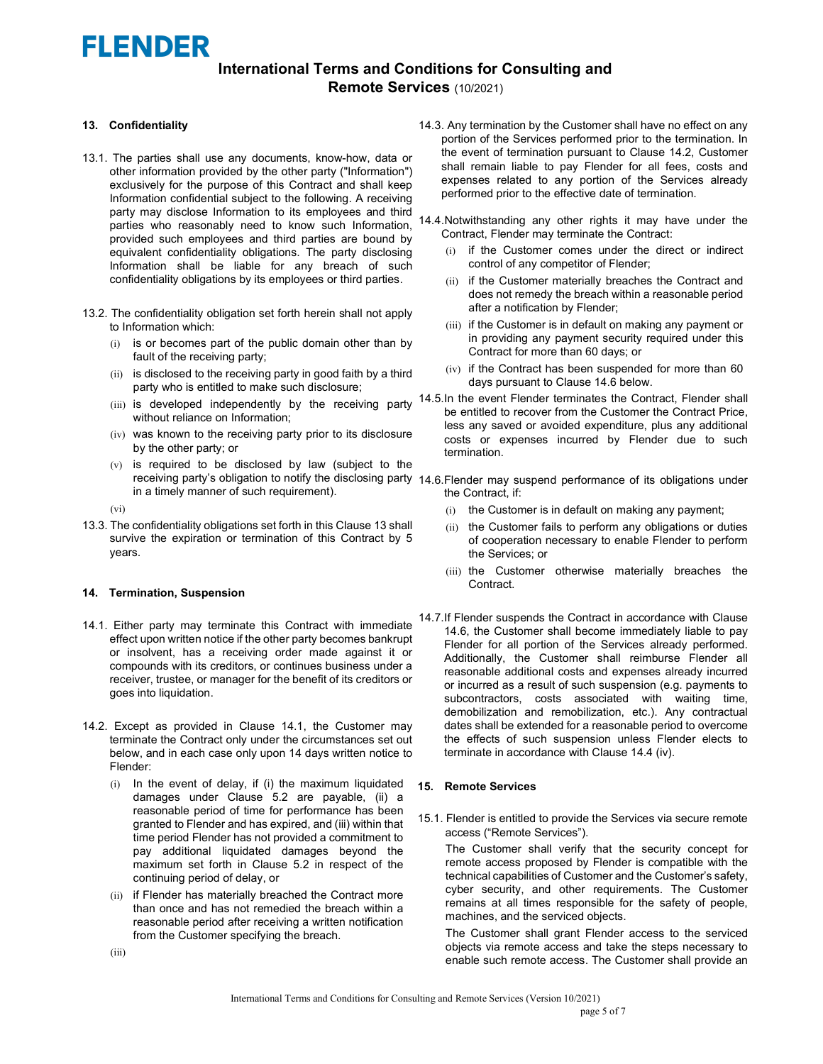## 13. Confidentiality

13.1. The parties shall use any documents, know-how, data or other information provided by the other party ("Information") exclusively for the purpose of this Contract and shall keep Information confidential subject to the following. A receiving party may disclose Information to its employees and third parties who reasonably need to know such Information, provided such employees and third parties are bound by equivalent confidentiality obligations. The party disclosing Information shall be liable for any breach of such confidentiality obligations by its employees or third parties.

13.2. The confidentiality obligation set forth herein shall not apply to Information which:

(i) is or becomes part of the public domain other than by fault of the receiving party;

(ii) is disclosed to the receiving party in good faith by a third party who is entitled to make such disclosure;

(iii) is developed independently by the receiving party without reliance on Information;

(iv) was known to the receiving party prior to its disclosure by the other party; or

(v) is required to be disclosed by law (subject to the receiving party's obligation to notify the disclosing party in a timely manner of such requirement).

(vi)

13.3. The confidentiality obligations set forth in this Clause 13 shall survive the expiration or termination of this Contract by 5 years.

## 14. Termination, Suspension

14.1. Either party may terminate this Contract with immediate effect upon written notice if the other party becomes bankrupt or insolvent, has a receiving order made against it or compounds with its creditors, or continues business under a receiver, trustee, or manager for the benefit of its creditors or goes into liquidation.

14.2. Except as provided in Clause 14.1, the Customer may terminate the Contract only under the circumstances set out below, and in each case only upon 14 days written notice to Flender:

(i) In the event of delay, if (i) the maximum liquidated damages under Clause 5.2 are payable, (ii) a reasonable period of time for performance has been granted to Flender and has expired, and (iii) within that time period Flender has not provided a commitment to pay additional liquidated damages beyond the maximum set forth in Clause 5.2 in respect of the continuing period of delay, or

(ii) if Flender has materially breached the Contract more than once and has not remedied the breach within a reasonable period after receiving a written notification from the Customer specifying the breach.

(iii)

14.3. Any termination by the Customer shall have no effect on any portion of the Services performed prior to the termination. In the event of termination pursuant to Clause 14.2, Customer shall remain liable to pay Flender for all fees, costs and expenses related to any portion of the Services already performed prior to the effective date of termination.

14.4. Notwithstanding any other rights it may have under the Contract, Flender may terminate the Contract:

(i) if the Customer comes under the direct or indirect control of any competitor of Flender;

(ii) if the Customer materially breaches the Contract and does not remedy the breach within a reasonable period after a notification by Flender;

(iii) if the Customer is in default on making any payment or in providing any payment security required under this Contract for more than 60 days; or

(iv) if the Contract has been suspended for more than 60 days pursuant to Clause 14.6 below.

14.5. In the event Flender terminates the Contract, Flender shall be entitled to recover from the Customer the Contract Price, less any saved or avoided expenditure, plus any additional costs or expenses incurred by Flender due to such termination.

14.6. Flender may suspend performance of its obligations under the Contract, if:

(i) the Customer is in default on making any payment;

(ii) the Customer fails to perform any obligations or duties of cooperation necessary to enable Flender to perform the Services; or

(iii) the Customer otherwise materially breaches the Contract.

14.7. If Flender suspends the Contract in accordance with Clause 14.6, the Customer shall become immediately liable to pay Flender for all portion of the Services already performed. Additionally, the Customer shall reimburse Flender all reasonable additional costs and expenses already incurred or incurred as a result of such suspension (e.g. payments to subcontractors, costs associated with waiting time, demobilization and remobilization, etc.). Any contractual dates shall be extended for a reasonable period to overcome the effects of such suspension unless Flender elects to terminate in accordance with Clause 14.4 (iv).

## 15. Remote Services

15.1. Flender is entitled to provide the Services via secure remote access ("Remote Services").

The Customer shall verify that the security concept for remote access proposed by Flender is compatible with the technical capabilities of Customer and the Customer's safety, cyber security, and other requirements. The Customer remains at all times responsible for the safety of people, machines, and the serviced objects.

The Customer shall grant Flender access to the serviced objects via remote access and take the steps necessary to enable such remote access. The Customer shall provide an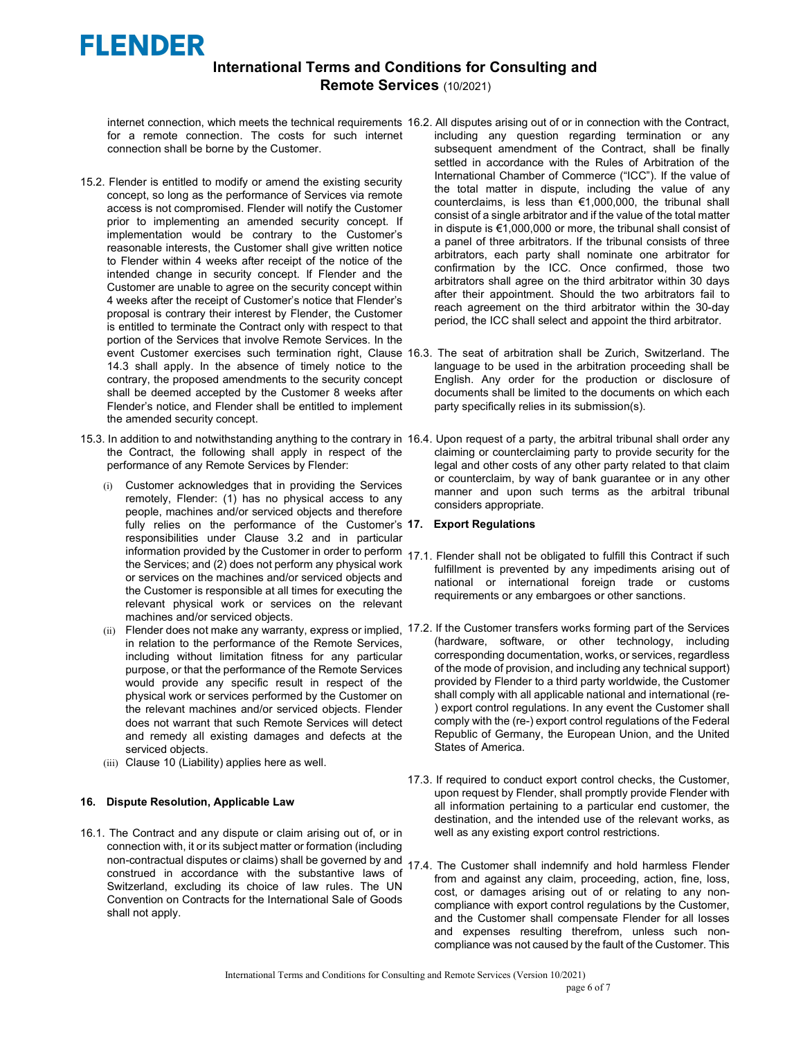internet connection, which meets the technical requirements for a remote connection. The costs for such internet connection shall be borne by the Customer.

15.2. Flender is entitled to modify or amend the existing security concept, so long as the performance of Services via remote access is not compromised. Flender will notify the Customer prior to implementing an amended security concept. If implementation would be contrary to the Customer's reasonable interests, the Customer shall give written notice to Flender within 4 weeks after receipt of the notice of the intended change in security concept. If Flender and the Customer are unable to agree on the security concept within 4 weeks after the receipt of Customer's notice that Flender's proposal is contrary their interest by Flender, the Customer is entitled to terminate the Contract only with respect to that portion of the Services that involve Remote Services. In the event Customer exercises such termination right, Clause 14.3 shall apply. In the absence of timely notice to the contrary, the proposed amendments to the security concept shall be deemed accepted by the Customer 8 weeks after Flender's notice, and Flender shall be entitled to implement the amended security concept.

15.3. In addition to and notwithstanding anything to the contrary in the Contract, the following shall apply in respect of the performance of any Remote Services by Flender:

(i) Customer acknowledges that in providing the Services remotely, Flender: (1) has no physical access to any people, machines and/or serviced objects and therefore fully relies on the performance of the Customer's responsibilities under Clause 3.2 and in particular information provided by the Customer in order to perform the Services; and (2) does not perform any physical work or services on the machines and/or serviced objects and the Customer is responsible at all times for executing the relevant physical work or services on the relevant machines and/or serviced objects.

(ii) Flender does not make any warranty, express or implied, in relation to the performance of the Remote Services, including without limitation fitness for any particular purpose, or that the performance of the Remote Services would provide any specific result in respect of the physical work or services performed by the Customer on the relevant machines and/or serviced objects. Flender does not warrant that such Remote Services will detect and remedy all existing damages and defects at the serviced objects.

(iii) Clause 10 (Liability) applies here as well.

## 16. Dispute Resolution, Applicable Law

16.1. The Contract and any dispute or claim arising out of, or in connection with, it or its subject matter or formation (including non-contractual disputes or claims) shall be governed by and construed in accordance with the substantive laws of Switzerland, excluding its choice of law rules. The UN Convention on Contracts for the International Sale of Goods shall not apply.

16.2. All disputes arising out of or in connection with the Contract, including any question regarding termination or any subsequent amendment of the Contract, shall be finally settled in accordance with the Rules of Arbitration of the International Chamber of Commerce ("ICC"). If the value of the total matter in dispute, including the value of any counterclaims, is less than €1,000,000, the tribunal shall consist of a single arbitrator and if the value of the total matter in dispute is €1,000,000 or more, the tribunal shall consist of a panel of three arbitrators. If the tribunal consists of three arbitrators, each party shall nominate one arbitrator for confirmation by the ICC. Once confirmed, those two arbitrators shall agree on the third arbitrator within 30 days after their appointment. Should the two arbitrators fail to reach agreement on the third arbitrator within the 30-day period, the ICC shall select and appoint the third arbitrator.

16.3. The seat of arbitration shall be Zurich, Switzerland. The language to be used in the arbitration proceeding shall be English. Any order for the production or disclosure of documents shall be limited to the documents on which each party specifically relies in its submission(s).

16.4. Upon request of a party, the arbitral tribunal shall order any claiming or counterclaiming party to provide security for the legal and other costs of any other party related to that claim or counterclaim, by way of bank guarantee or in any other manner and upon such terms as the arbitral tribunal considers appropriate.

## 17. Export Regulations

17.1. Flender shall not be obligated to fulfill this Contract if such fulfillment is prevented by any impediments arising out of national or international foreign trade or customs requirements or any embargoes or other sanctions.

17.2. If the Customer transfers works forming part of the Services (hardware, software, or other technology, including corresponding documentation, works, or services, regardless of the mode of provision, and including any technical support) provided by Flender to a third party worldwide, the Customer shall comply with all applicable national and international (re-) export control regulations. In any event the Customer shall comply with the (re-) export control regulations of the Federal Republic of Germany, the European Union, and the United States of America.

17.3. If required to conduct export control checks, the Customer, upon request by Flender, shall promptly provide Flender with all information pertaining to a particular end customer, the destination, and the intended use of the relevant works, as well as any existing export control restrictions.

17.4. The Customer shall indemnify and hold harmless Flender from and against any claim, proceeding, action, fine, loss, cost, or damages arising out of or relating to any non-compliance with export control regulations by the Customer, and the Customer shall compensate Flender for all losses and expenses resulting therefrom, unless such non-compliance was not caused by the fault of the Customer. This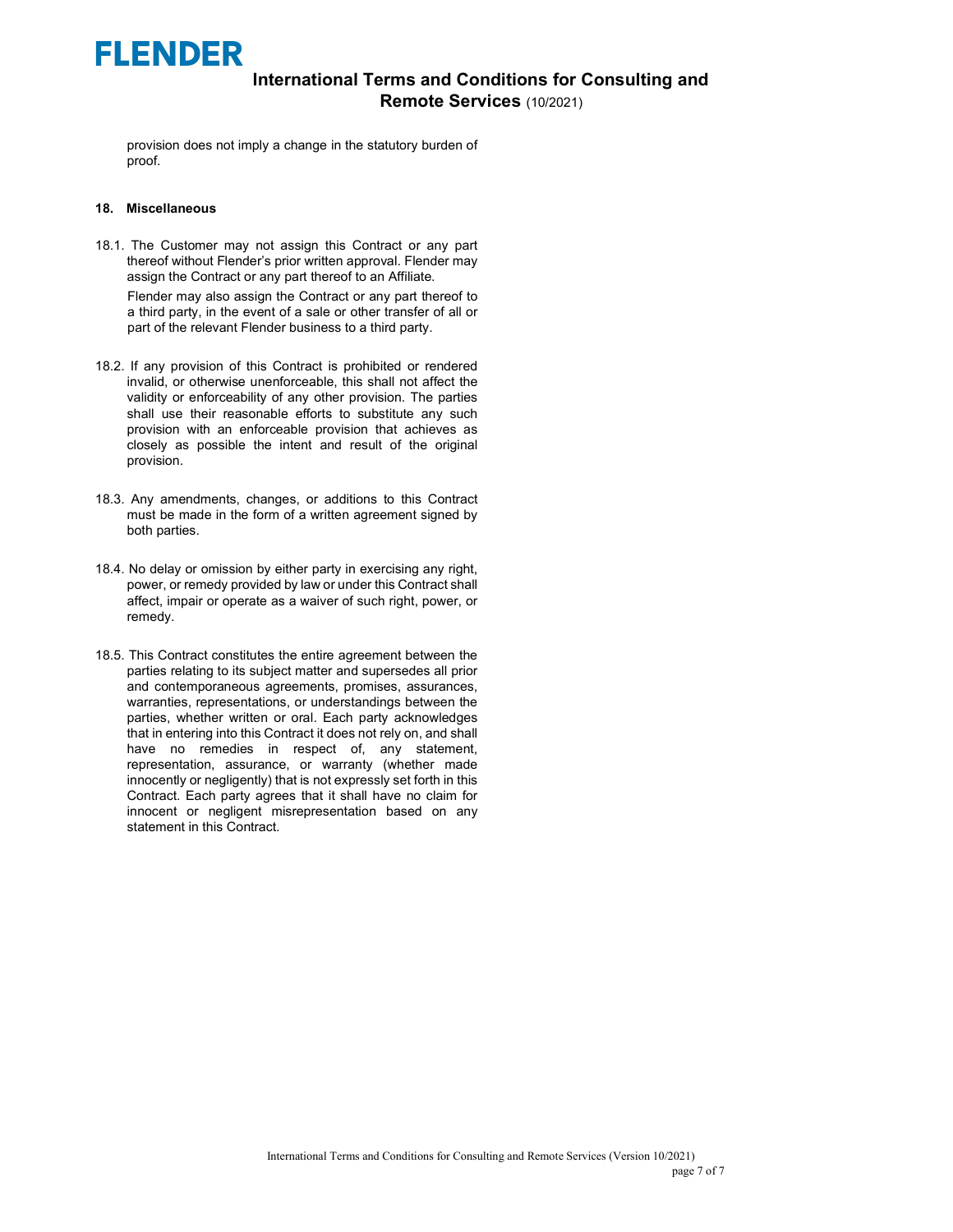provision does not imply a change in the statutory burden of proof.

## 18. Miscellaneous

18.1. The Customer may not assign this Contract or any part thereof without Flender's prior written approval. Flender may assign the Contract or any part thereof to an Affiliate.

Flender may also assign the Contract or any part thereof to a third party, in the event of a sale or other transfer of all or part of the relevant Flender business to a third party.

18.2. If any provision of this Contract is prohibited or rendered invalid, or otherwise unenforceable, this shall not affect the validity or enforceability of any other provision. The parties shall use their reasonable efforts to substitute any such provision with an enforceable provision that achieves as closely as possible the intent and result of the original provision.

18.3. Any amendments, changes, or additions to this Contract must be made in the form of a written agreement signed by both parties.

18.4. No delay or omission by either party in exercising any right, power, or remedy provided by law or under this Contract shall affect, impair or operate as a waiver of such right, power, or remedy.

18.5. This Contract constitutes the entire agreement between the parties relating to its subject matter and supersedes all prior and contemporaneous agreements, promises, assurances, warranties, representations, or understandings between the parties, whether written or oral. Each party acknowledges that in entering into this Contract it does not rely on, and shall have no remedies in respect of, any statement, representation, assurance, or warranty (whether made innocently or negligently) that is not expressly set forth in this Contract. Each party agrees that it shall have no claim for innocent or negligent misrepresentation based on any statement in this Contract.